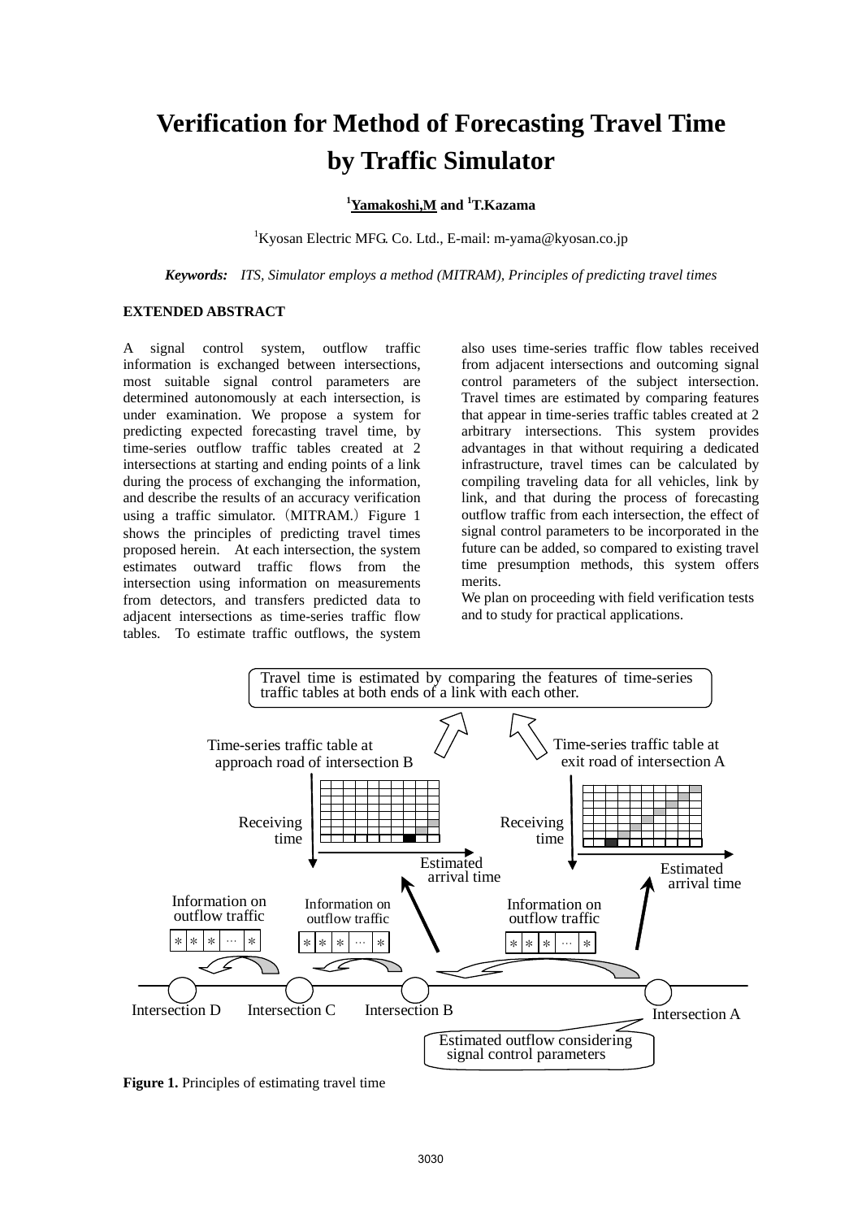# Verification for Method of Forecasting Travel Time by Traffic Simulator

[1]Yamakoshi,M and [1]T.Kazama

[1]Kyosan Electric MFG. Co. Ltd., E-mail: m-yama@kyosan.co.jp

***Keywords:*** *ITS, Simulator employs a method (MITRAM), Principles of predicting travel times*

**EXTENDED ABSTRACT**

A signal control system, outflow traffic information is exchanged between intersections, most suitable signal control parameters are determined autonomously at each intersection, is under examination. We propose a system for predicting expected forecasting travel time, by time-series outflow traffic tables created at 2 intersections at starting and ending points of a link during the process of exchanging the information, and describe the results of an accuracy verification using a traffic simulator.（MITRAM.）Figure 1 shows the principles of predicting travel times proposed herein. At each intersection, the system estimates outward traffic flows from the intersection using information on measurements from detectors, and transfers predicted data to adjacent intersections as time-series traffic flow tables. To estimate traffic outflows, the system also uses time-series traffic flow tables received from adjacent intersections and outcoming signal control parameters of the subject intersection. Travel times are estimated by comparing features that appear in time-series traffic tables created at 2 arbitrary intersections. This system provides advantages in that without requiring a dedicated infrastructure, travel times can be calculated by compiling traveling data for all vehicles, link by link, and that during the process of forecasting outflow traffic from each intersection, the effect of signal control parameters to be incorporated in the future can be added, so compared to existing travel time presumption methods, this system offers merits.

We plan on proceeding with field verification tests and to study for practical applications.

Travel time is estimated by comparing the features of time-series traffic tables at both ends of a link with each other.

Time-series traffic table at approach road of intersection B

Time-series traffic table at exit road of intersection A

Receiving time

Estimated arrival time

Information on outflow traffic

Intersection D　Intersection C　Intersection B　Intersection A

Estimated outflow considering signal control parameters

**Figure 1.** Principles of estimating travel time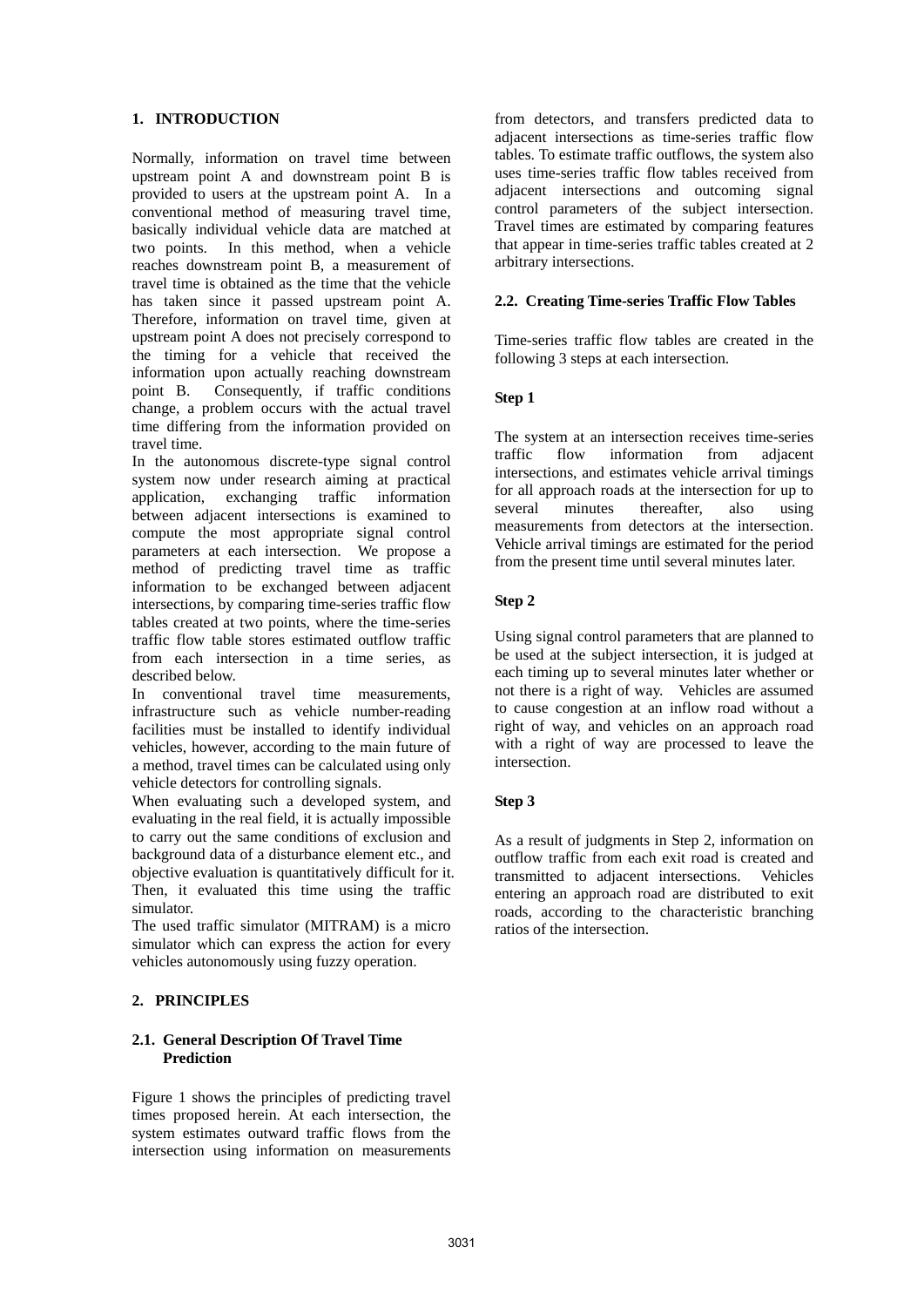## 1. INTRODUCTION

Normally, information on travel time between upstream point A and downstream point B is provided to users at the upstream point A. In a conventional method of measuring travel time, basically individual vehicle data are matched at two points. In this method, when a vehicle reaches downstream point B, a measurement of travel time is obtained as the time that the vehicle has taken since it passed upstream point A. Therefore, information on travel time, given at upstream point A does not precisely correspond to the timing for a vehicle that received the information upon actually reaching downstream point B. Consequently, if traffic conditions change, a problem occurs with the actual travel time differing from the information provided on travel time.

In the autonomous discrete-type signal control system now under research aiming at practical application, exchanging traffic information between adjacent intersections is examined to compute the most appropriate signal control parameters at each intersection. We propose a method of predicting travel time as traffic information to be exchanged between adjacent intersections, by comparing time-series traffic flow tables created at two points, where the time-series traffic flow table stores estimated outflow traffic from each intersection in a time series, as described below.

In conventional travel time measurements, infrastructure such as vehicle number-reading facilities must be installed to identify individual vehicles, however, according to the main future of a method, travel times can be calculated using only vehicle detectors for controlling signals.

When evaluating such a developed system, and evaluating in the real field, it is actually impossible to carry out the same conditions of exclusion and background data of a disturbance element etc., and objective evaluation is quantitatively difficult for it. Then, it evaluated this time using the traffic simulator.

The used traffic simulator (MITRAM) is a micro simulator which can express the action for every vehicles autonomously using fuzzy operation.

## 2. PRINCIPLES

### 2.1. General Description Of Travel Time Prediction

Figure 1 shows the principles of predicting travel times proposed herein. At each intersection, the system estimates outward traffic flows from the intersection using information on measurements from detectors, and transfers predicted data to adjacent intersections as time-series traffic flow tables. To estimate traffic outflows, the system also uses time-series traffic flow tables received from adjacent intersections and outcoming signal control parameters of the subject intersection. Travel times are estimated by comparing features that appear in time-series traffic tables created at 2 arbitrary intersections.

### 2.2. Creating Time-series Traffic Flow Tables

Time-series traffic flow tables are created in the following 3 steps at each intersection.

**Step 1**

The system at an intersection receives time-series traffic flow information from adjacent intersections, and estimates vehicle arrival timings for all approach roads at the intersection for up to several minutes thereafter, also using measurements from detectors at the intersection. Vehicle arrival timings are estimated for the period from the present time until several minutes later.

**Step 2**

Using signal control parameters that are planned to be used at the subject intersection, it is judged at each timing up to several minutes later whether or not there is a right of way. Vehicles are assumed to cause congestion at an inflow road without a right of way, and vehicles on an approach road with a right of way are processed to leave the intersection.

**Step 3**

As a result of judgments in Step 2, information on outflow traffic from each exit road is created and transmitted to adjacent intersections. Vehicles entering an approach road are distributed to exit roads, according to the characteristic branching ratios of the intersection.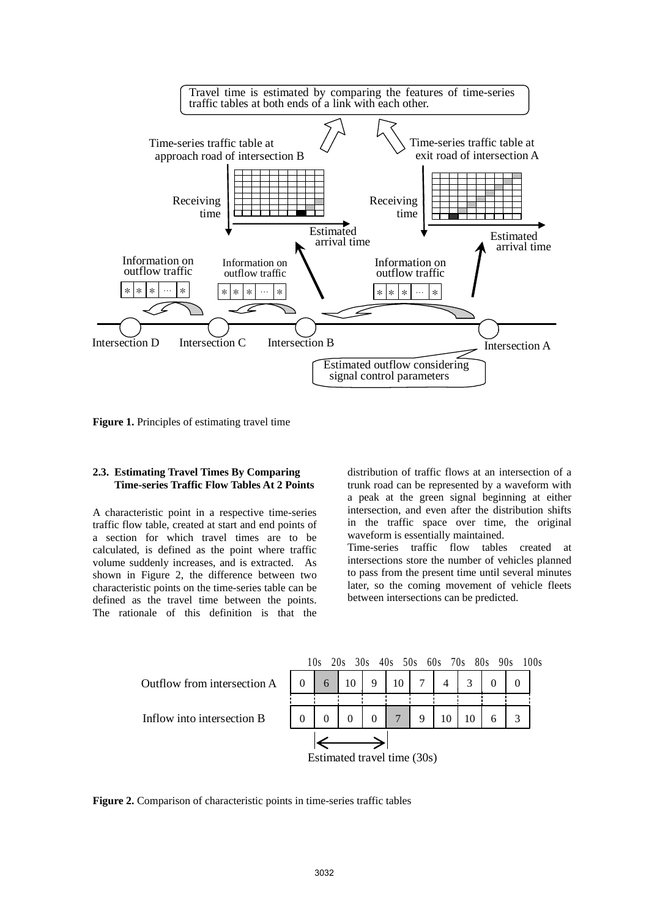Figure 1. Principles of estimating travel time

### 2.3. Estimating Travel Times By Comparing Time-series Traffic Flow Tables At 2 Points

A characteristic point in a respective time-series traffic flow table, created at start and end points of a section for which travel times are to be calculated, is defined as the point where traffic volume suddenly increases, and is extracted. As shown in Figure 2, the difference between two characteristic points on the time-series table can be defined as the travel time between the points. The rationale of this definition is that the distribution of traffic flows at an intersection of a trunk road can be represented by a waveform with a peak at the green signal beginning at either intersection, and even after the distribution shifts in the traffic space over time, the original waveform is essentially maintained.

Time-series traffic flow tables created at intersections store the number of vehicles planned to pass from the present time until several minutes later, so the coming movement of vehicle fleets between intersections can be predicted.

| | 10s | 20s | 30s | 40s | 50s | 60s | 70s | 80s | 90s | 100s |
|---|---|---|---|---|---|---|---|---|---|---|
| Outflow from intersection A | 0 | 6 | 10 | 9 | 10 | 7 | 4 | 3 | 0 | 0 |
| Inflow into intersection B | 0 | 0 | 0 | 0 | 7 | 9 | 10 | 10 | 6 | 3 |

Estimated travel time (30s)

Figure 2. Comparison of characteristic points in time-series traffic tables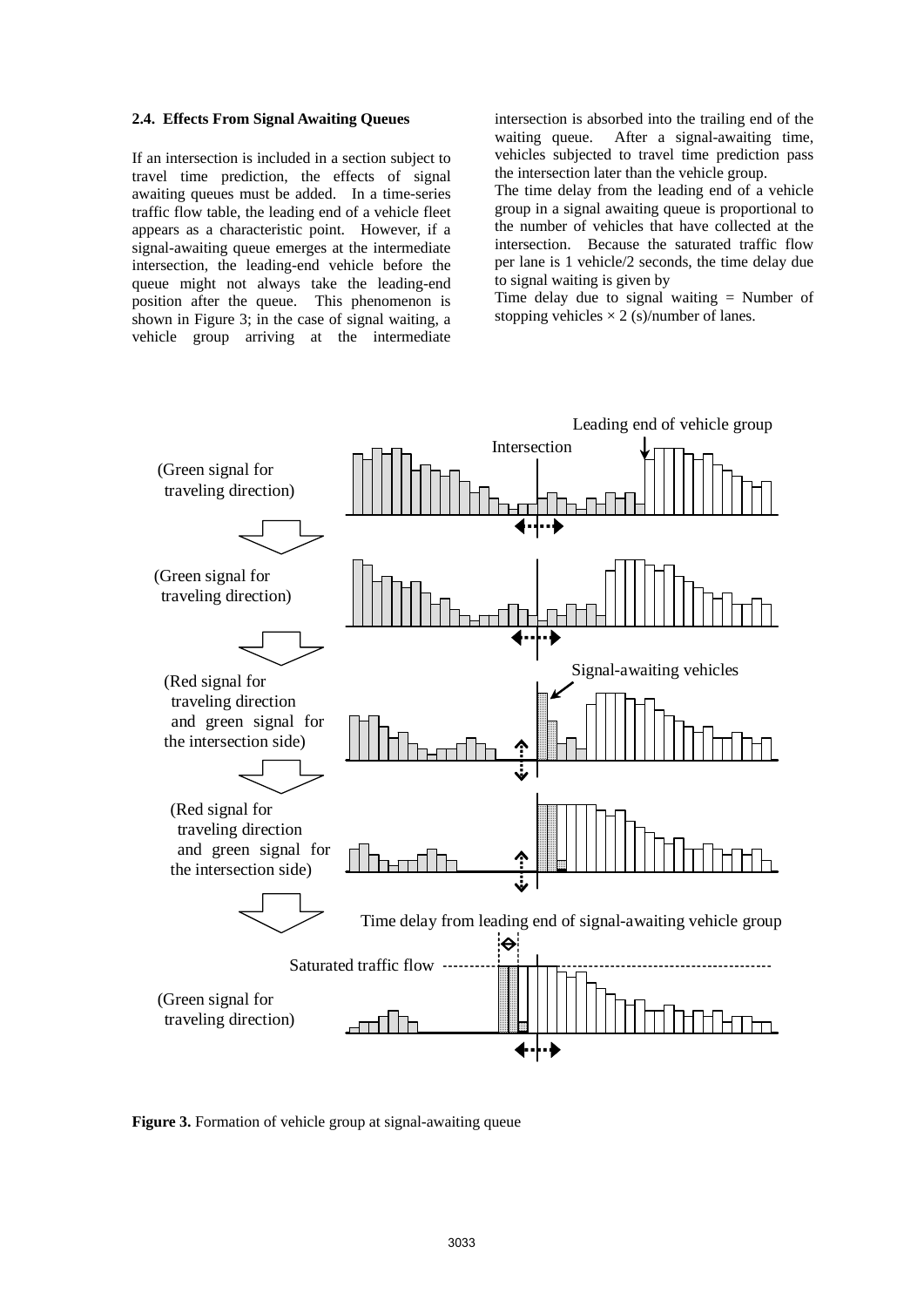### 2.4. Effects From Signal Awaiting Queues

If an intersection is included in a section subject to travel time prediction, the effects of signal awaiting queues must be added. In a time-series traffic flow table, the leading end of a vehicle fleet appears as a characteristic point. However, if a signal-awaiting queue emerges at the intermediate intersection, the leading-end vehicle before the queue might not always take the leading-end position after the queue. This phenomenon is shown in Figure 3; in the case of signal waiting, a vehicle group arriving at the intermediate intersection is absorbed into the trailing end of the waiting queue. After a signal-awaiting time, vehicles subjected to travel time prediction pass the intersection later than the vehicle group.

The time delay from the leading end of a vehicle group in a signal awaiting queue is proportional to the number of vehicles that have collected at the intersection. Because the saturated traffic flow per lane is 1 vehicle/2 seconds, the time delay due to signal waiting is given by

Time delay due to signal waiting = Number of stopping vehicles $\times$ 2 (s)/number of lanes.

**Figure 3.** Formation of vehicle group at signal-awaiting queue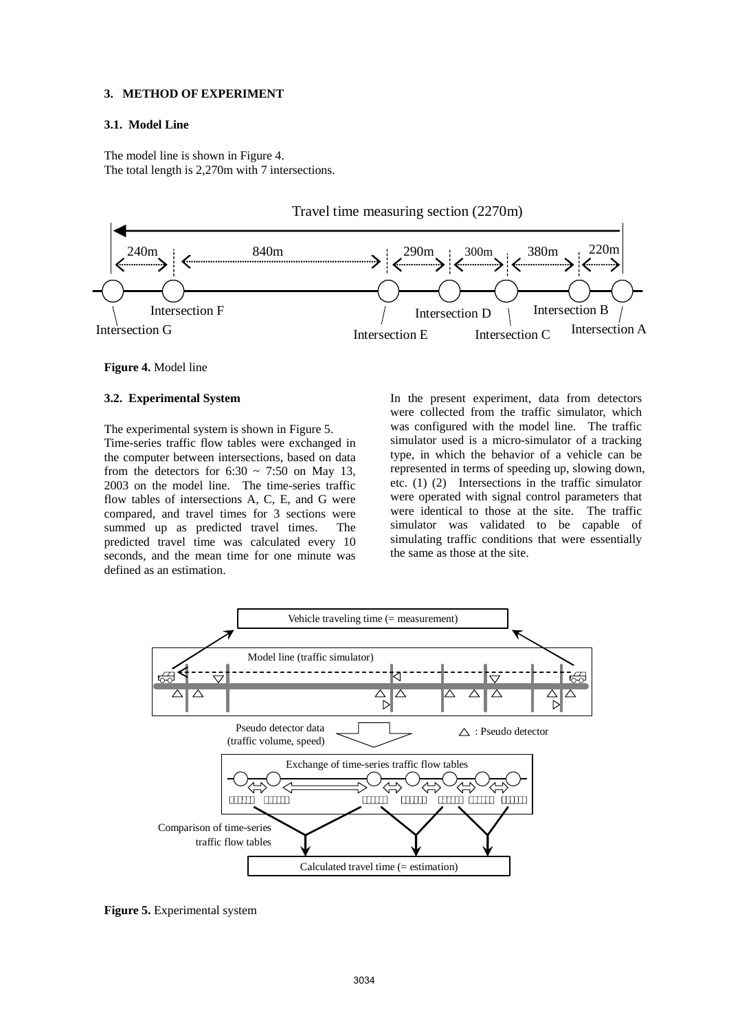## 3. METHOD OF EXPERIMENT

### 3.1. Model Line

The model line is shown in Figure 4.
The total length is 2,270m with 7 intersections.

**Figure 4.** Model line

### 3.2. Experimental System

The experimental system is shown in Figure 5.
Time-series traffic flow tables were exchanged in the computer between intersections, based on data from the detectors for 6:30 ~ 7:50 on May 13, 2003 on the model line. The time-series traffic flow tables of intersections A, C, E, and G were compared, and travel times for 3 sections were summed up as predicted travel times. The predicted travel time was calculated every 10 seconds, and the mean time for one minute was defined as an estimation.

In the present experiment, data from detectors were collected from the traffic simulator, which was configured with the model line. The traffic simulator used is a micro-simulator of a tracking type, in which the behavior of a vehicle can be represented in terms of speeding up, slowing down, etc. (1) (2) Intersections in the traffic simulator were operated with signal control parameters that were identical to those at the site. The traffic simulator was validated to be capable of simulating traffic conditions that were essentially the same as those at the site.

**Figure 5.** Experimental system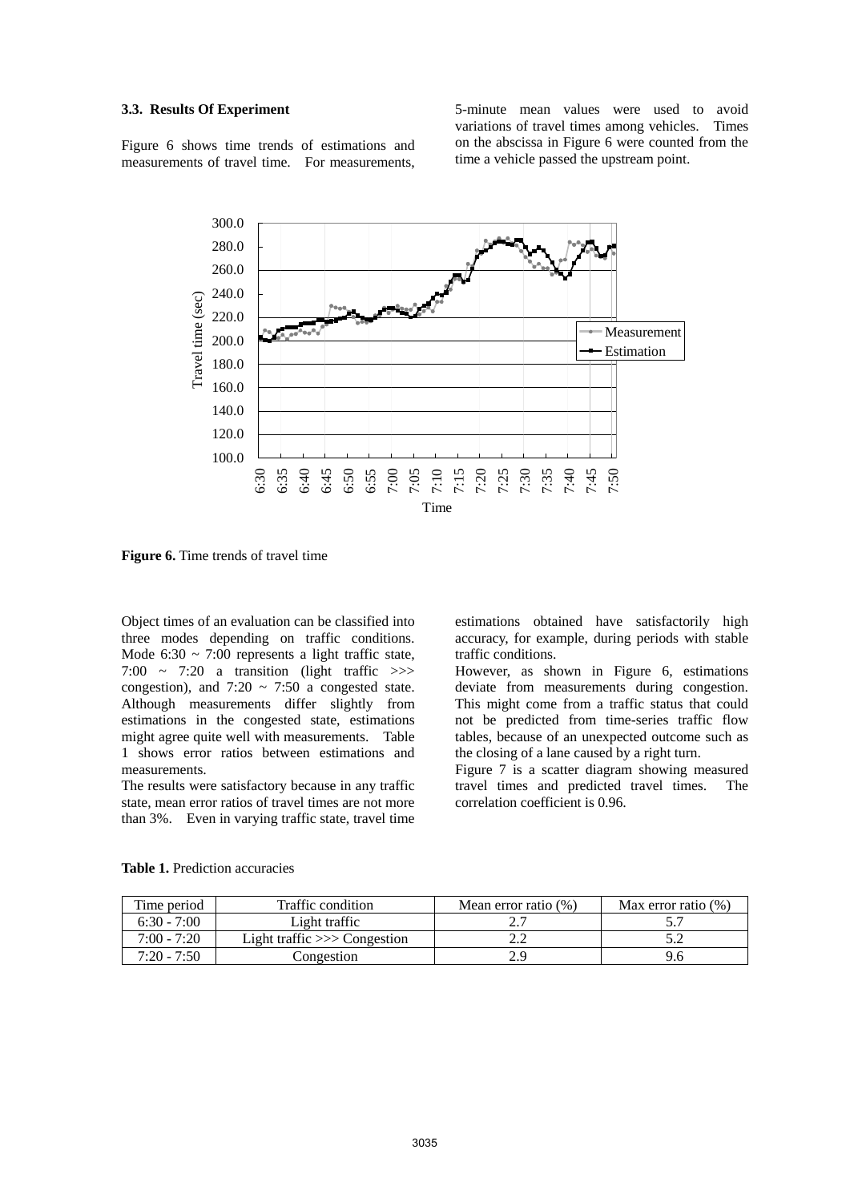### 3.3. Results Of Experiment

Figure 6 shows time trends of estimations and measurements of travel time. For measurements, 5-minute mean values were used to avoid variations of travel times among vehicles. Times on the abscissa in Figure 6 were counted from the time a vehicle passed the upstream point.

**Figure 6.** Time trends of travel time

Object times of an evaluation can be classified into three modes depending on traffic conditions. Mode 6:30 ~ 7:00 represents a light traffic state, 7:00 ~ 7:20 a transition (light traffic >>> congestion), and 7:20 ~ 7:50 a congested state. Although measurements differ slightly from estimations in the congested state, estimations might agree quite well with measurements. Table 1 shows error ratios between estimations and measurements.

The results were satisfactory because in any traffic state, mean error ratios of travel times are not more than 3%. Even in varying traffic state, travel time estimations obtained have satisfactorily high accuracy, for example, during periods with stable traffic conditions.

However, as shown in Figure 6, estimations deviate from measurements during congestion. This might come from a traffic status that could not be predicted from time-series traffic flow tables, because of an unexpected outcome such as the closing of a lane caused by a right turn.

Figure 7 is a scatter diagram showing measured travel times and predicted travel times. The correlation coefficient is 0.96.

**Table 1.** Prediction accuracies

| Time period | Traffic condition | Mean error ratio (%) | Max error ratio (%) |
|---|---|---|---|
| 6:30 - 7:00 | Light traffic | 2.7 | 5.7 |
| 7:00 - 7:20 | Light traffic >>> Congestion | 2.2 | 5.2 |
| 7:20 - 7:50 | Congestion | 2.9 | 9.6 |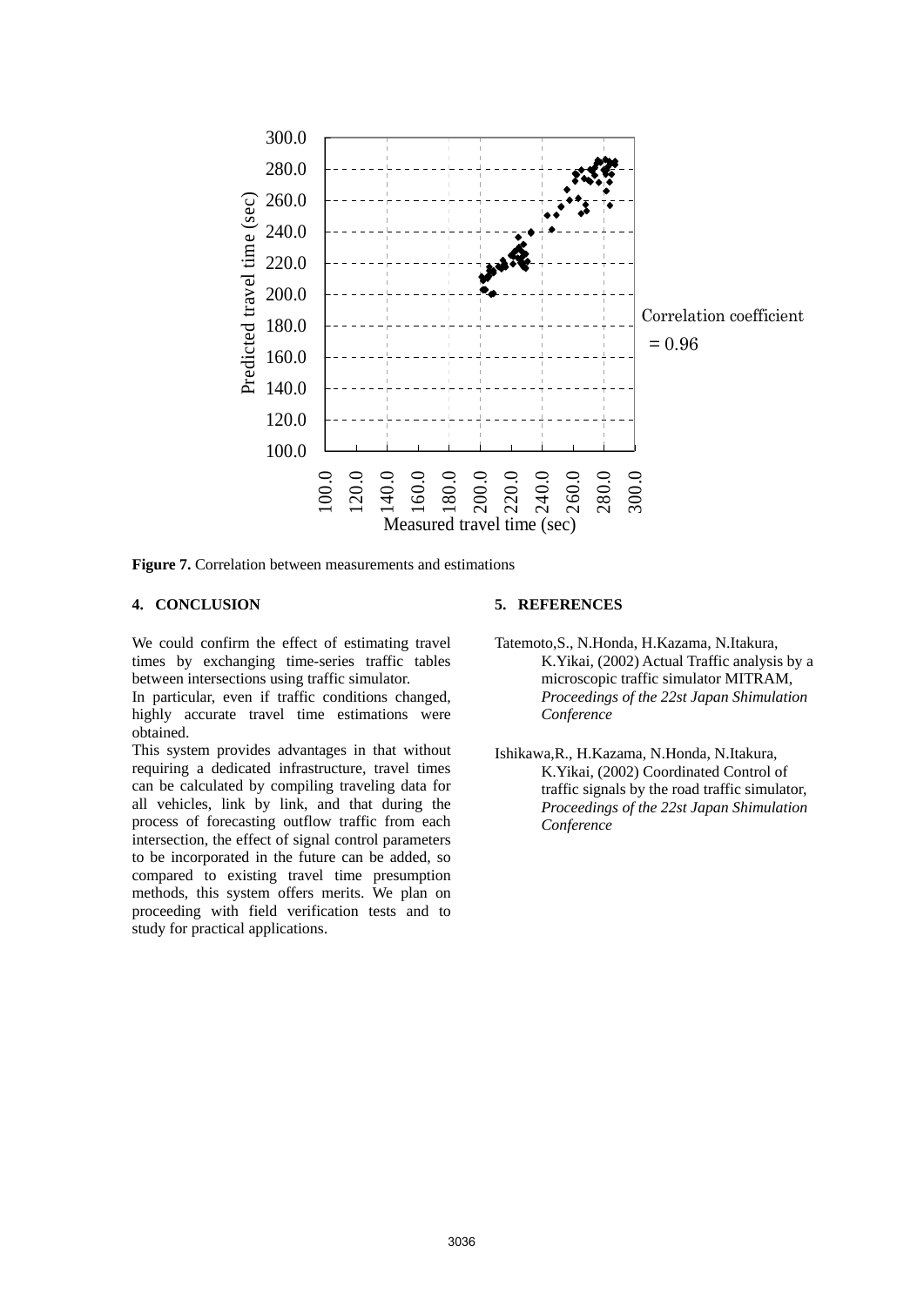300.0
280.0
260.0
240.0
220.0
200.0
180.0
160.0
140.0
120.0
100.0

Predicted travel time (sec)

100.0 120.0 140.0 160.0 180.0 200.0 220.0 240.0 260.0 280.0 300.0

Measured travel time (sec)

Correlation coefficient
= 0.96

**Figure 7.** Correlation between measurements and estimations

## 4. CONCLUSION

We could confirm the effect of estimating travel times by exchanging time-series traffic tables between intersections using traffic simulator.

In particular, even if traffic conditions changed, highly accurate travel time estimations were obtained.

This system provides advantages in that without requiring a dedicated infrastructure, travel times can be calculated by compiling traveling data for all vehicles, link by link, and that during the process of forecasting outflow traffic from each intersection, the effect of signal control parameters to be incorporated in the future can be added, so compared to existing travel time presumption methods, this system offers merits. We plan on proceeding with field verification tests and to study for practical applications.

## 5. REFERENCES

Tatemoto,S., N.Honda, H.Kazama, N.Itakura, K.Yikai, (2002) Actual Traffic analysis by a microscopic traffic simulator MITRAM, *Proceedings of the 22st Japan Shimulation Conference*

Ishikawa,R., H.Kazama, N.Honda, N.Itakura, K.Yikai, (2002) Coordinated Control of traffic signals by the road traffic simulator, *Proceedings of the 22st Japan Shimulation Conference*